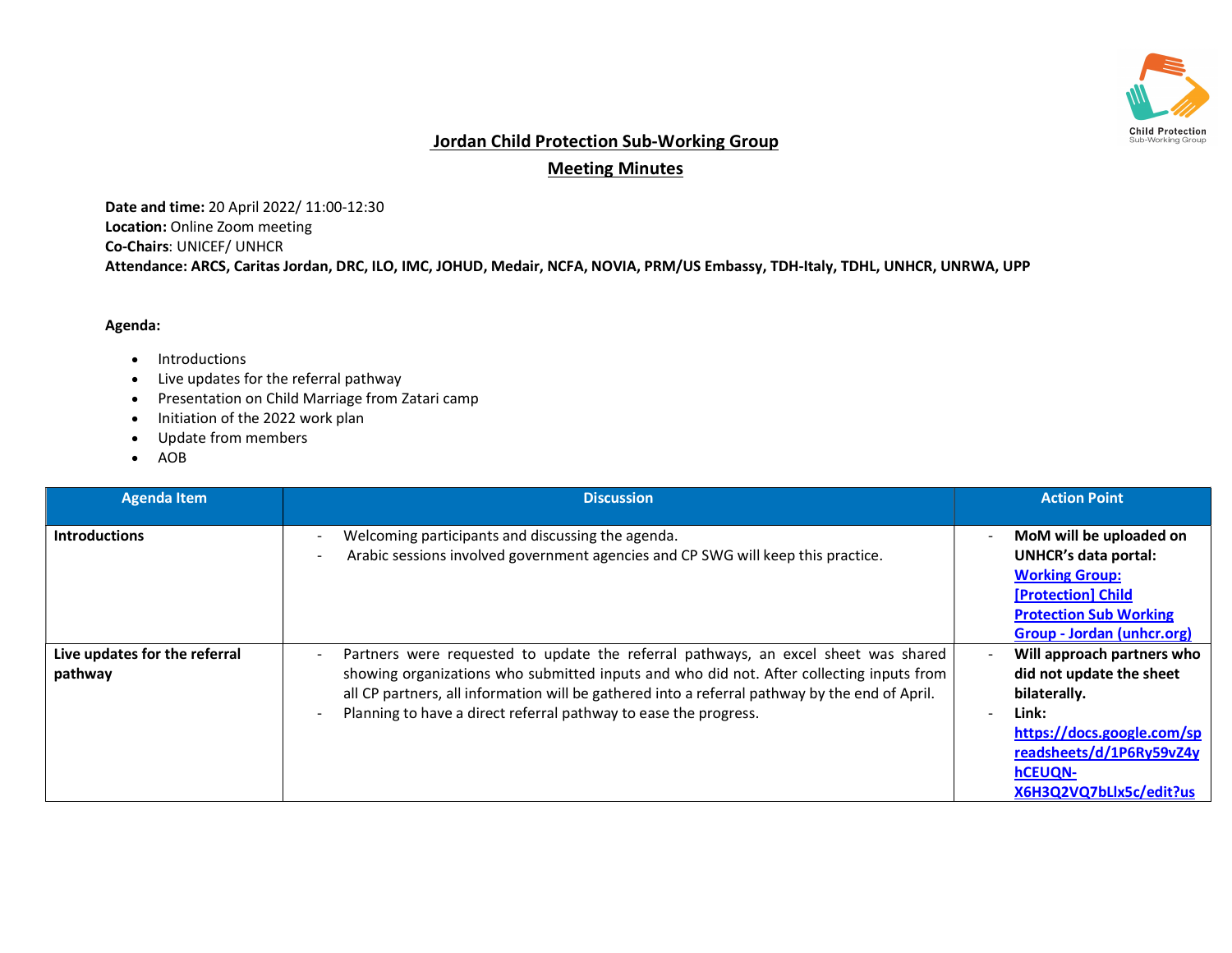# Jordan Child Protection Sub-Working Group

## Meeting Minutes

**Date and time:** 20 April 2022/ 11:00-12:30
**Location:** Online Zoom meeting
**Co-Chairs**: UNICEF/ UNHCR
**Attendance: ARCS, Caritas Jordan, DRC, ILO, IMC, JOHUD, Medair, NCFA, NOVIA, PRM/US Embassy, TDH-Italy, TDHL, UNHCR, UNRWA, UPP**

**Agenda:**

- Introductions
- Live updates for the referral pathway
- Presentation on Child Marriage from Zatari camp
- Initiation of the 2022 work plan
- Update from members
- AOB

| Agenda Item | Discussion | Action Point |
| --- | --- | --- |
| **Introductions** | - Welcoming participants and discussing the agenda.<br>- Arabic sessions involved government agencies and CP SWG will keep this practice. | - **MoM will be uploaded on UNHCR's data portal: [Working Group: [Protection] Child Protection Sub Working Group - Jordan (unhcr.org)]** |
| **Live updates for the referral pathway** | - Partners were requested to update the referral pathways, an excel sheet was shared showing organizations who submitted inputs and who did not. After collecting inputs from all CP partners, all information will be gathered into a referral pathway by the end of April.<br>- Planning to have a direct referral pathway to ease the progress. | - **Will approach partners who did not update the sheet bilaterally.**<br>- **Link: https://docs.google.com/spreadsheets/d/1P6Ry59vZ4yhCEUQN-X6H3Q2VQ7bLlx5c/edit?us** |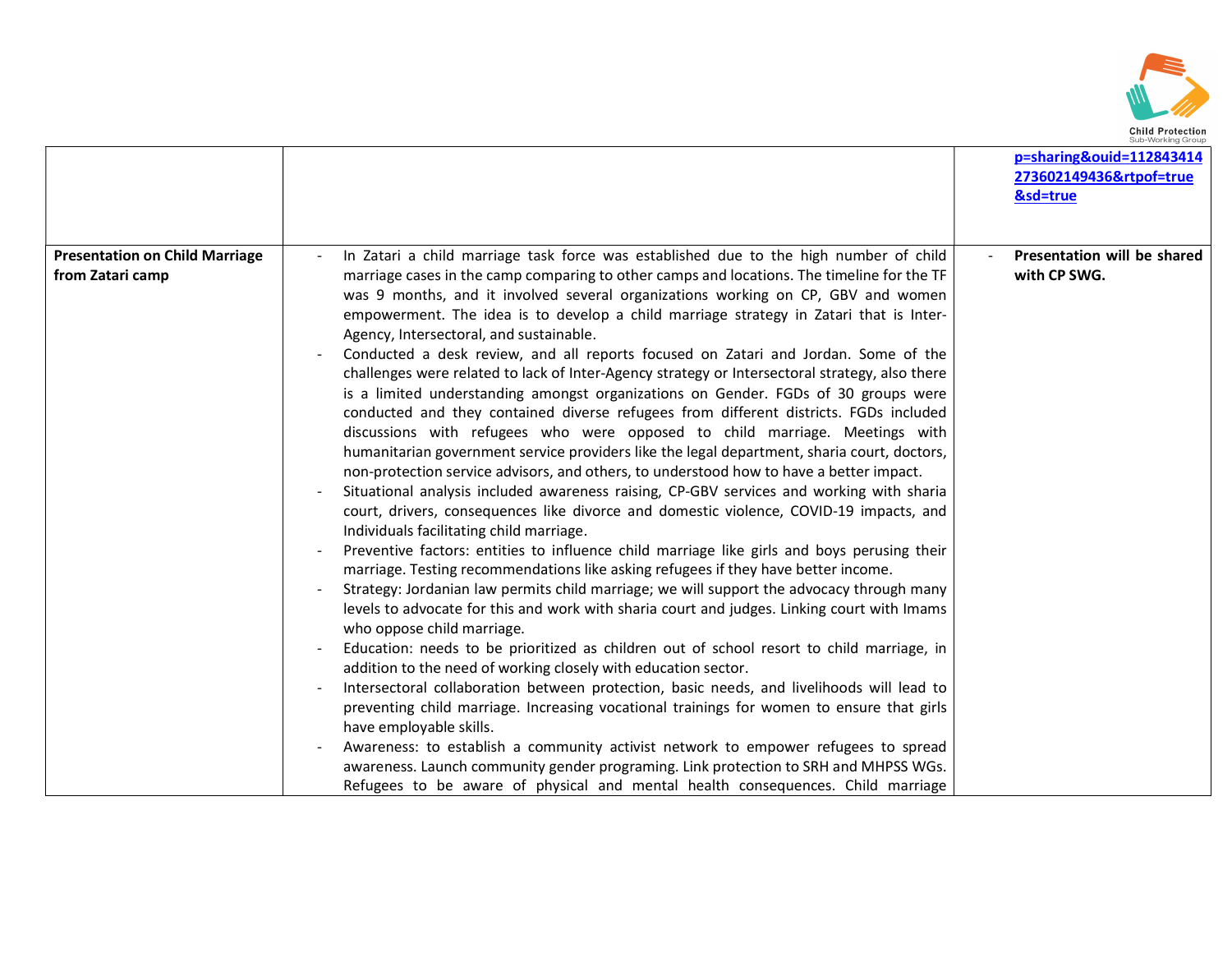| | | |
|---|---|---|
| | | p=sharing&ouid=112843414273602149436&rtpof=true&sd=true |
| **Presentation on Child Marriage from Zatari camp** | - In Zatari a child marriage task force was established due to the high number of child marriage cases in the camp comparing to other camps and locations. The timeline for the TF was 9 months, and it involved several organizations working on CP, GBV and women empowerment. The idea is to develop a child marriage strategy in Zatari that is Inter-Agency, Intersectoral, and sustainable.<br>- Conducted a desk review, and all reports focused on Zatari and Jordan. Some of the challenges were related to lack of Inter-Agency strategy or Intersectoral strategy, also there is a limited understanding amongst organizations on Gender. FGDs of 30 groups were conducted and they contained diverse refugees from different districts. FGDs included discussions with refugees who were opposed to child marriage. Meetings with humanitarian government service providers like the legal department, sharia court, doctors, non-protection service advisors, and others, to understood how to have a better impact.<br>- Situational analysis included awareness raising, CP-GBV services and working with sharia court, drivers, consequences like divorce and domestic violence, COVID-19 impacts, and Individuals facilitating child marriage.<br>- Preventive factors: entities to influence child marriage like girls and boys perusing their marriage. Testing recommendations like asking refugees if they have better income.<br>- Strategy: Jordanian law permits child marriage; we will support the advocacy through many levels to advocate for this and work with sharia court and judges. Linking court with Imams who oppose child marriage.<br>- Education: needs to be prioritized as children out of school resort to child marriage, in addition to the need of working closely with education sector.<br>- Intersectoral collaboration between protection, basic needs, and livelihoods will lead to preventing child marriage. Increasing vocational trainings for women to ensure that girls have employable skills.<br>- Awareness: to establish a community activist network to empower refugees to spread awareness. Launch community gender programing. Link protection to SRH and MHPSS WGs. Refugees to be aware of physical and mental health consequences. Child marriage | - **Presentation will be shared with CP SWG.** |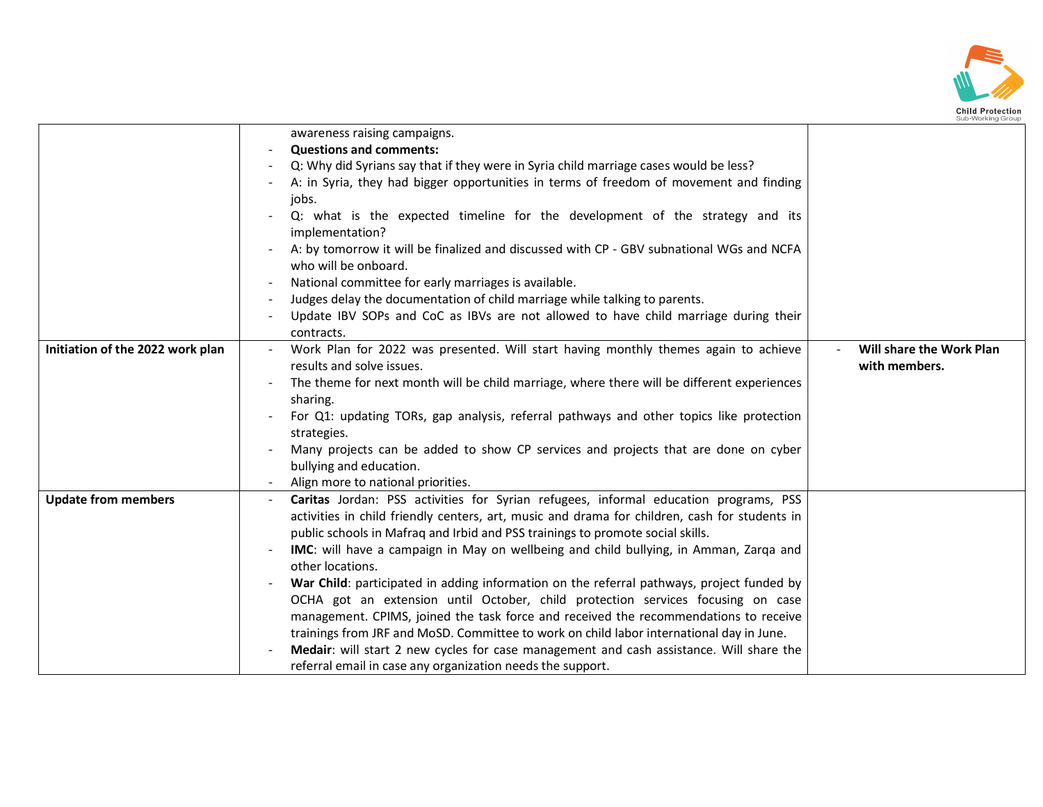| | | |
|---|---|---|
| | awareness raising campaigns.<br>- **Questions and comments:**<br>- Q: Why did Syrians say that if they were in Syria child marriage cases would be less?<br>- A: in Syria, they had bigger opportunities in terms of freedom of movement and finding jobs.<br>- Q: what is the expected timeline for the development of the strategy and its implementation?<br>- A: by tomorrow it will be finalized and discussed with CP - GBV subnational WGs and NCFA who will be onboard.<br>- National committee for early marriages is available.<br>- Judges delay the documentation of child marriage while talking to parents.<br>- Update IBV SOPs and CoC as IBVs are not allowed to have child marriage during their contracts. | |
| **Initiation of the 2022 work plan** | - Work Plan for 2022 was presented. Will start having monthly themes again to achieve results and solve issues.<br>- The theme for next month will be child marriage, where there will be different experiences sharing.<br>- For Q1: updating TORs, gap analysis, referral pathways and other topics like protection strategies.<br>- Many projects can be added to show CP services and projects that are done on cyber bullying and education.<br>- Align more to national priorities. | - **Will share the Work Plan with members.** |
| **Update from members** | - **Caritas** Jordan: PSS activities for Syrian refugees, informal education programs, PSS activities in child friendly centers, art, music and drama for children, cash for students in public schools in Mafraq and Irbid and PSS trainings to promote social skills.<br>- **IMC**: will have a campaign in May on wellbeing and child bullying, in Amman, Zarqa and other locations.<br>- **War Child**: participated in adding information on the referral pathways, project funded by OCHA got an extension until October, child protection services focusing on case management. CPIMS, joined the task force and received the recommendations to receive trainings from JRF and MoSD. Committee to work on child labor international day in June.<br>- **Medair**: will start 2 new cycles for case management and cash assistance. Will share the referral email in case any organization needs the support. | |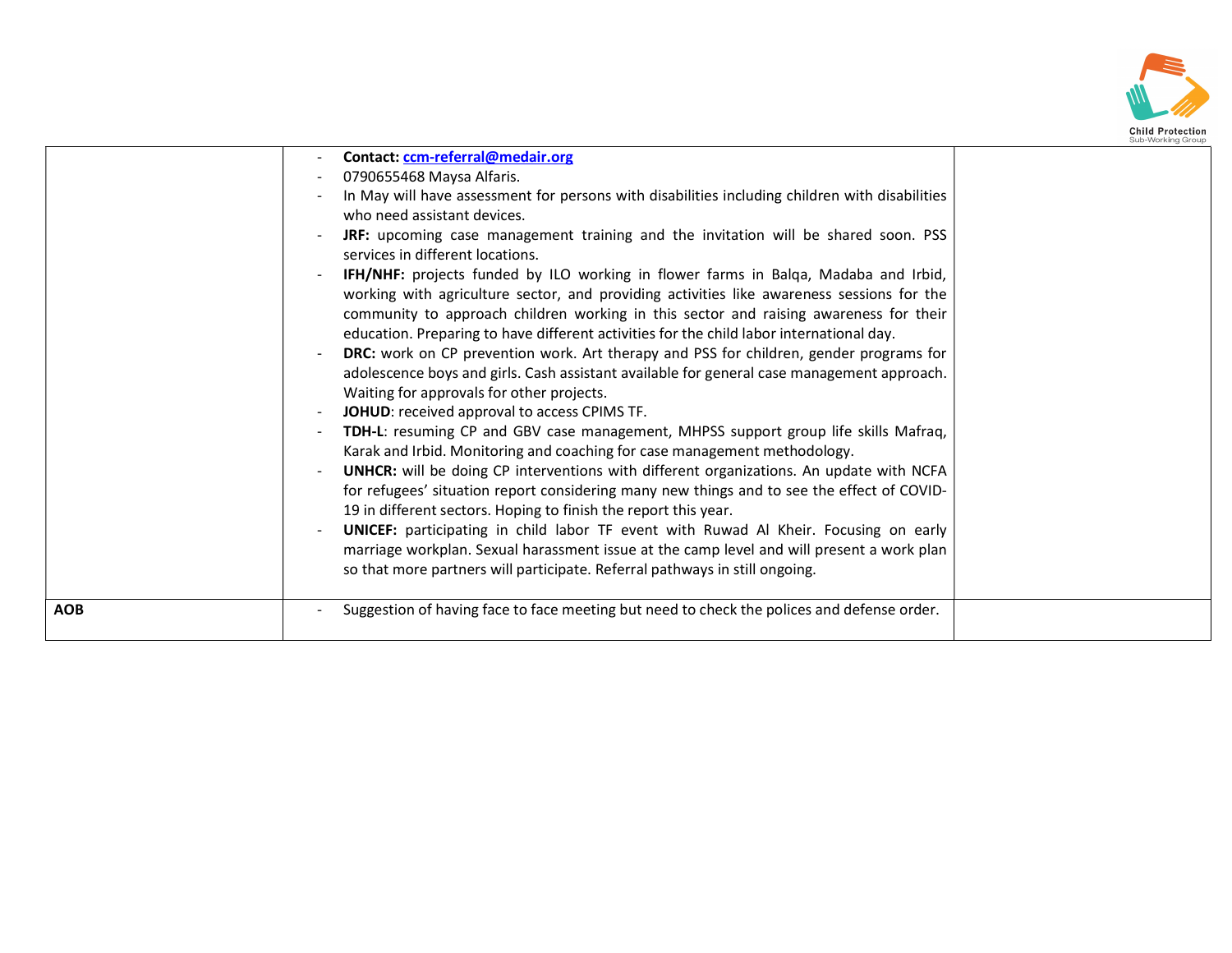| | | |
|---|---|---|
| | - **Contact: ccm-referral@medair.org**<br>- 0790655468 Maysa Alfaris.<br>- In May will have assessment for persons with disabilities including children with disabilities who need assistant devices.<br>- **JRF:** upcoming case management training and the invitation will be shared soon. PSS services in different locations.<br>- **IFH/NHF:** projects funded by ILO working in flower farms in Balqa, Madaba and Irbid, working with agriculture sector, and providing activities like awareness sessions for the community to approach children working in this sector and raising awareness for their education. Preparing to have different activities for the child labor international day.<br>- **DRC:** work on CP prevention work. Art therapy and PSS for children, gender programs for adolescence boys and girls. Cash assistant available for general case management approach. Waiting for approvals for other projects.<br>- **JOHUD**: received approval to access CPIMS TF.<br>- **TDH-L**: resuming CP and GBV case management, MHPSS support group life skills Mafraq, Karak and Irbid. Monitoring and coaching for case management methodology.<br>- **UNHCR:** will be doing CP interventions with different organizations. An update with NCFA for refugees' situation report considering many new things and to see the effect of COVID-19 in different sectors. Hoping to finish the report this year.<br>- **UNICEF:** participating in child labor TF event with Ruwad Al Kheir. Focusing on early marriage workplan. Sexual harassment issue at the camp level and will present a work plan so that more partners will participate. Referral pathways in still ongoing. | |
| **AOB** | - Suggestion of having face to face meeting but need to check the polices and defense order. | |